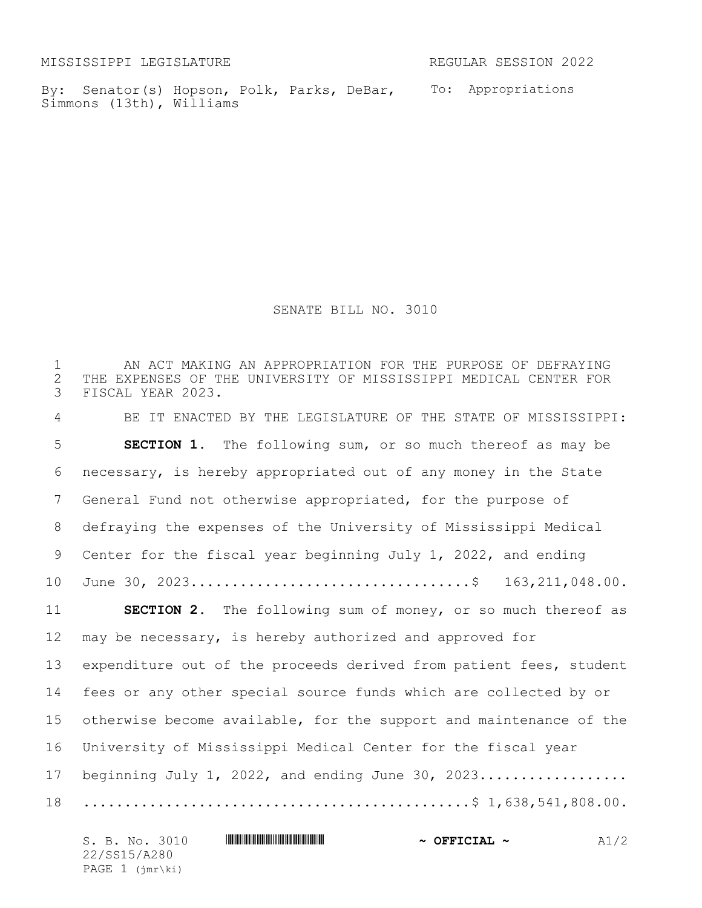MISSISSIPPI LEGISLATURE REGULAR SESSION 2022

By: Senator(s) Hopson, Polk, Parks, DeBar, Simmons (13th), Williams

To: Appropriations

# SENATE BILL NO. 3010

AN ACT MAKING AN APPROPRIATION FOR THE PURPOSE OF DEFRAYING THE EXPENSES OF THE UNIVERSITY OF MISSISSIPPI MEDICAL CENTER FOR FISCAL YEAR 2023.

BE IT ENACTED BY THE LEGISLATURE OF THE STATE OF MISSISSIPPI:

**SECTION 1.** The following sum, or so much thereof as may be necessary, is hereby appropriated out of any money in the State General Fund not otherwise appropriated, for the purpose of defraying the expenses of the University of Mississippi Medical Center for the fiscal year beginning July 1, 2022, and ending June 30, 2023.................................$ 163,211,048.00.

**SECTION 2.** The following sum of money, or so much thereof as may be necessary, is hereby authorized and approved for expenditure out of the proceeds derived from patient fees, student fees or any other special source funds which are collected by or otherwise become available, for the support and maintenance of the University of Mississippi Medical Center for the fiscal year beginning July 1, 2022, and ending June 30, 2023...........................................................$ 1,638,541,808.00.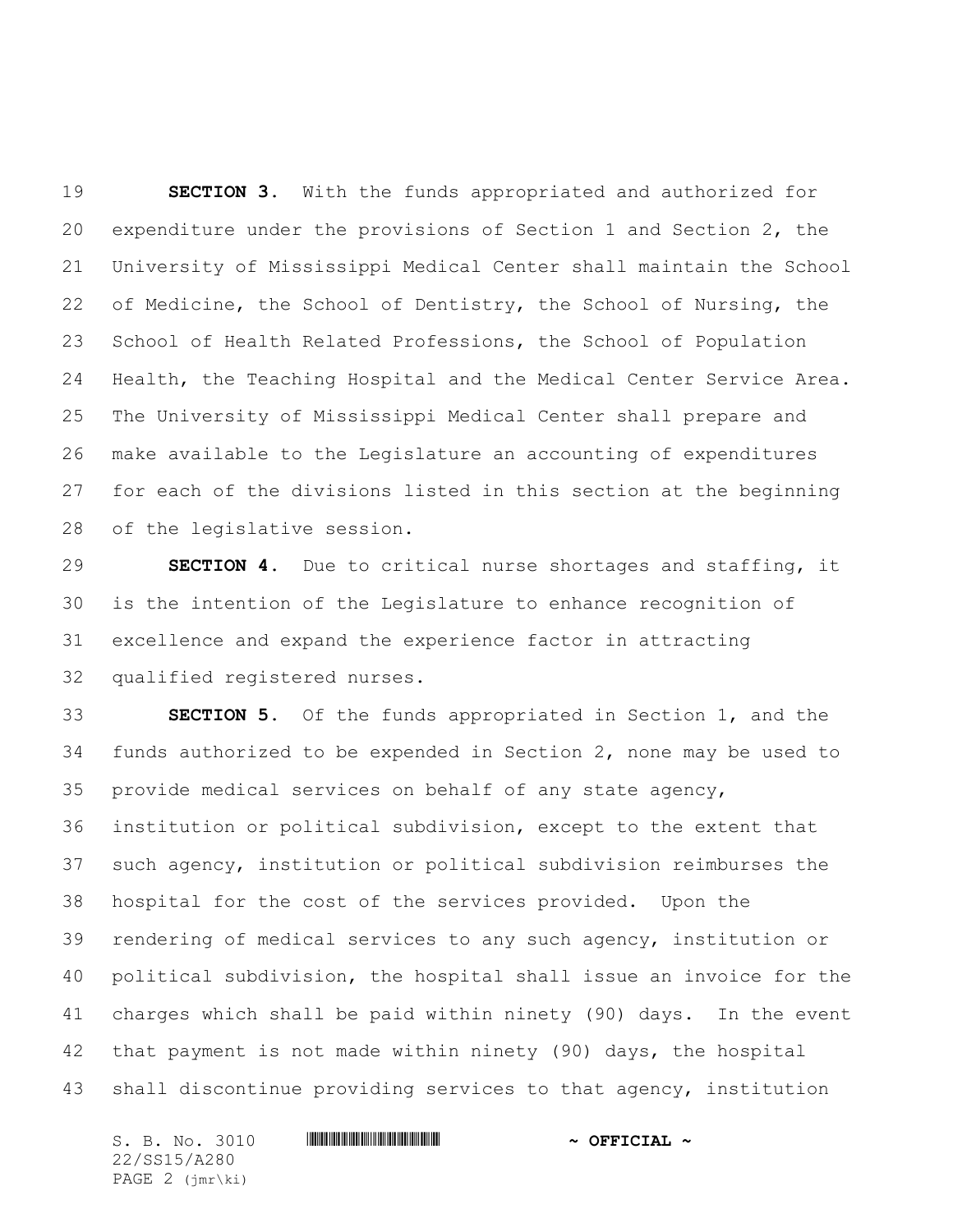**SECTION 3.** With the funds appropriated and authorized for expenditure under the provisions of Section 1 and Section 2, the University of Mississippi Medical Center shall maintain the School of Medicine, the School of Dentistry, the School of Nursing, the School of Health Related Professions, the School of Population Health, the Teaching Hospital and the Medical Center Service Area. The University of Mississippi Medical Center shall prepare and make available to the Legislature an accounting of expenditures for each of the divisions listed in this section at the beginning of the legislative session.

**SECTION 4.** Due to critical nurse shortages and staffing, it is the intention of the Legislature to enhance recognition of excellence and expand the experience factor in attracting qualified registered nurses.

**SECTION 5.** Of the funds appropriated in Section 1, and the funds authorized to be expended in Section 2, none may be used to provide medical services on behalf of any state agency, institution or political subdivision, except to the extent that such agency, institution or political subdivision reimburses the hospital for the cost of the services provided. Upon the rendering of medical services to any such agency, institution or political subdivision, the hospital shall issue an invoice for the charges which shall be paid within ninety (90) days. In the event that payment is not made within ninety (90) days, the hospital shall discontinue providing services to that agency, institution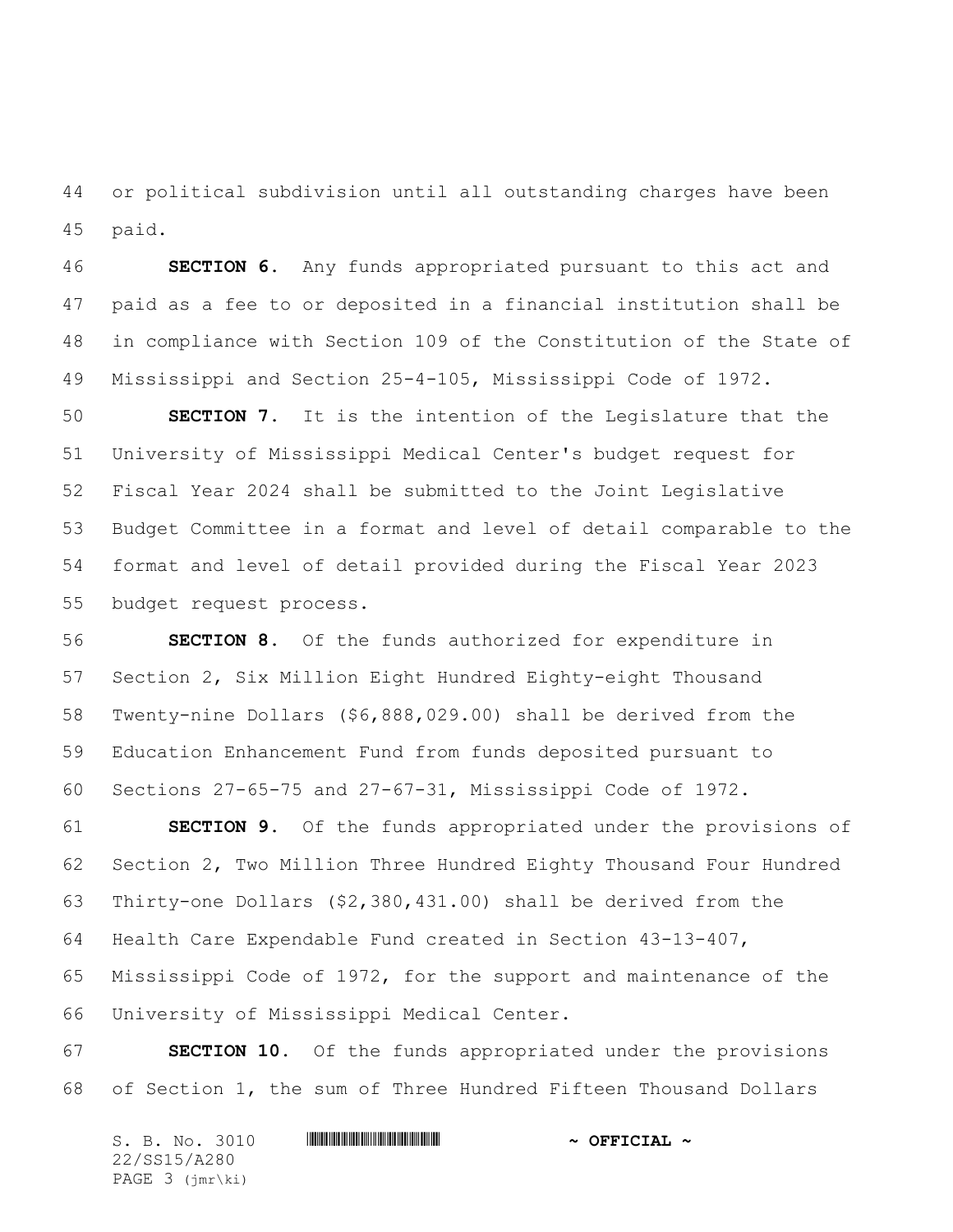or political subdivision until all outstanding charges have been paid.

**SECTION 6.** Any funds appropriated pursuant to this act and paid as a fee to or deposited in a financial institution shall be in compliance with Section 109 of the Constitution of the State of Mississippi and Section 25-4-105, Mississippi Code of 1972.

**SECTION 7.** It is the intention of the Legislature that the University of Mississippi Medical Center's budget request for Fiscal Year 2024 shall be submitted to the Joint Legislative Budget Committee in a format and level of detail comparable to the format and level of detail provided during the Fiscal Year 2023 budget request process.

**SECTION 8.** Of the funds authorized for expenditure in Section 2, Six Million Eight Hundred Eighty-eight Thousand Twenty-nine Dollars ($6,888,029.00) shall be derived from the Education Enhancement Fund from funds deposited pursuant to Sections 27-65-75 and 27-67-31, Mississippi Code of 1972.

**SECTION 9.** Of the funds appropriated under the provisions of Section 2, Two Million Three Hundred Eighty Thousand Four Hundred Thirty-one Dollars ($2,380,431.00) shall be derived from the Health Care Expendable Fund created in Section 43-13-407, Mississippi Code of 1972, for the support and maintenance of the University of Mississippi Medical Center.

**SECTION 10.** Of the funds appropriated under the provisions of Section 1, the sum of Three Hundred Fifteen Thousand Dollars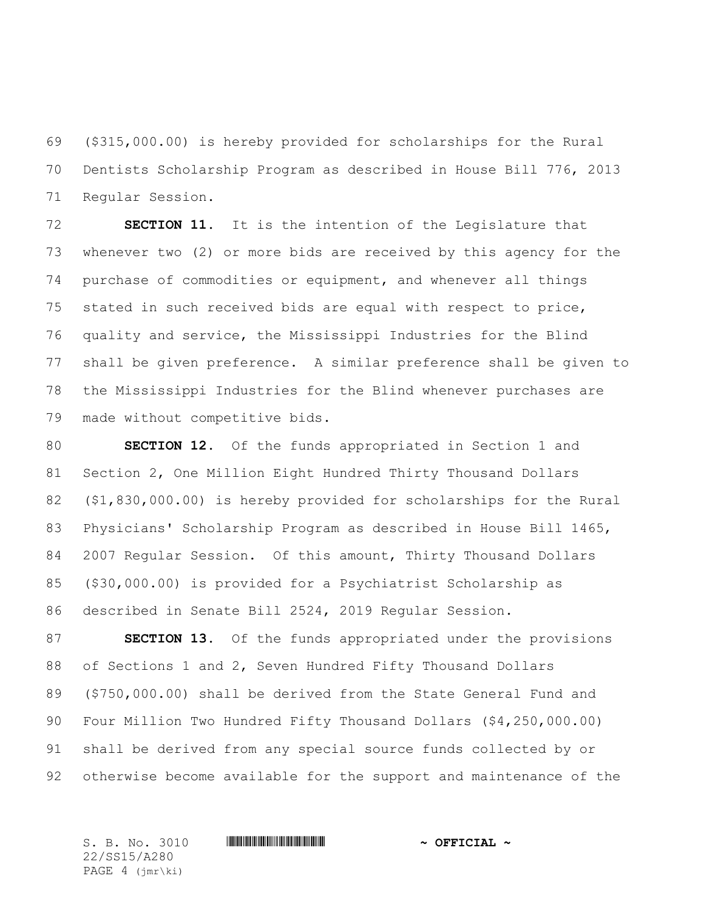($315,000.00) is hereby provided for scholarships for the Rural Dentists Scholarship Program as described in House Bill 776, 2013 Regular Session.

**SECTION 11.** It is the intention of the Legislature that whenever two (2) or more bids are received by this agency for the purchase of commodities or equipment, and whenever all things stated in such received bids are equal with respect to price, quality and service, the Mississippi Industries for the Blind shall be given preference. A similar preference shall be given to the Mississippi Industries for the Blind whenever purchases are made without competitive bids.

**SECTION 12.** Of the funds appropriated in Section 1 and Section 2, One Million Eight Hundred Thirty Thousand Dollars ($1,830,000.00) is hereby provided for scholarships for the Rural Physicians' Scholarship Program as described in House Bill 1465, 2007 Regular Session. Of this amount, Thirty Thousand Dollars ($30,000.00) is provided for a Psychiatrist Scholarship as described in Senate Bill 2524, 2019 Regular Session.

**SECTION 13.** Of the funds appropriated under the provisions of Sections 1 and 2, Seven Hundred Fifty Thousand Dollars ($750,000.00) shall be derived from the State General Fund and Four Million Two Hundred Fifty Thousand Dollars ($4,250,000.00) shall be derived from any special source funds collected by or otherwise become available for the support and maintenance of the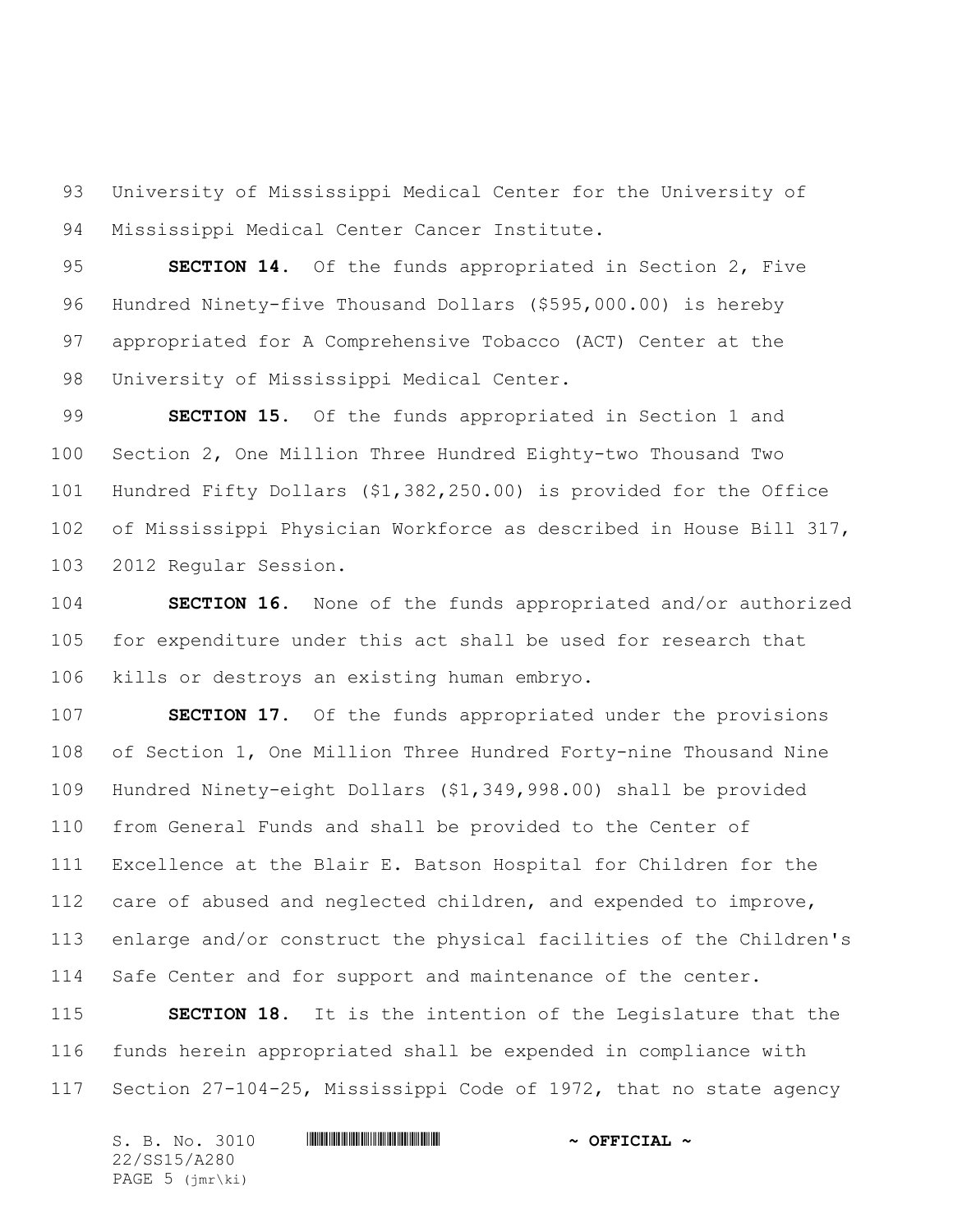University of Mississippi Medical Center for the University of Mississippi Medical Center Cancer Institute.

**SECTION 14.** Of the funds appropriated in Section 2, Five Hundred Ninety-five Thousand Dollars ($595,000.00) is hereby appropriated for A Comprehensive Tobacco (ACT) Center at the University of Mississippi Medical Center.

**SECTION 15.** Of the funds appropriated in Section 1 and Section 2, One Million Three Hundred Eighty-two Thousand Two Hundred Fifty Dollars ($1,382,250.00) is provided for the Office of Mississippi Physician Workforce as described in House Bill 317, 2012 Regular Session.

**SECTION 16.** None of the funds appropriated and/or authorized for expenditure under this act shall be used for research that kills or destroys an existing human embryo.

**SECTION 17.** Of the funds appropriated under the provisions of Section 1, One Million Three Hundred Forty-nine Thousand Nine Hundred Ninety-eight Dollars ($1,349,998.00) shall be provided from General Funds and shall be provided to the Center of Excellence at the Blair E. Batson Hospital for Children for the care of abused and neglected children, and expended to improve, enlarge and/or construct the physical facilities of the Children's Safe Center and for support and maintenance of the center.

**SECTION 18.** It is the intention of the Legislature that the funds herein appropriated shall be expended in compliance with Section 27-104-25, Mississippi Code of 1972, that no state agency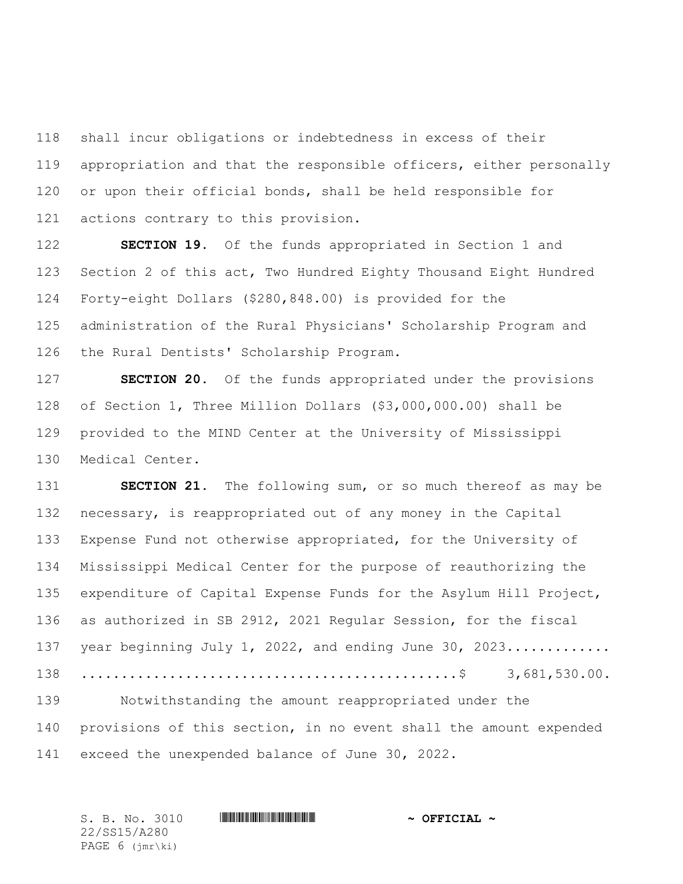shall incur obligations or indebtedness in excess of their appropriation and that the responsible officers, either personally or upon their official bonds, shall be held responsible for actions contrary to this provision.

**SECTION 19.** Of the funds appropriated in Section 1 and Section 2 of this act, Two Hundred Eighty Thousand Eight Hundred Forty-eight Dollars ($280,848.00) is provided for the administration of the Rural Physicians' Scholarship Program and the Rural Dentists' Scholarship Program.

**SECTION 20.** Of the funds appropriated under the provisions of Section 1, Three Million Dollars ($3,000,000.00) shall be provided to the MIND Center at the University of Mississippi Medical Center.

**SECTION 21.** The following sum, or so much thereof as may be necessary, is reappropriated out of any money in the Capital Expense Fund not otherwise appropriated, for the University of Mississippi Medical Center for the purpose of reauthorizing the expenditure of Capital Expense Funds for the Asylum Hill Project, as authorized in SB 2912, 2021 Regular Session, for the fiscal year beginning July 1, 2022, and ending June 30, 2023............. ..............................................$ 3,681,530.00.

Notwithstanding the amount reappropriated under the provisions of this section, in no event shall the amount expended exceed the unexpended balance of June 30, 2022.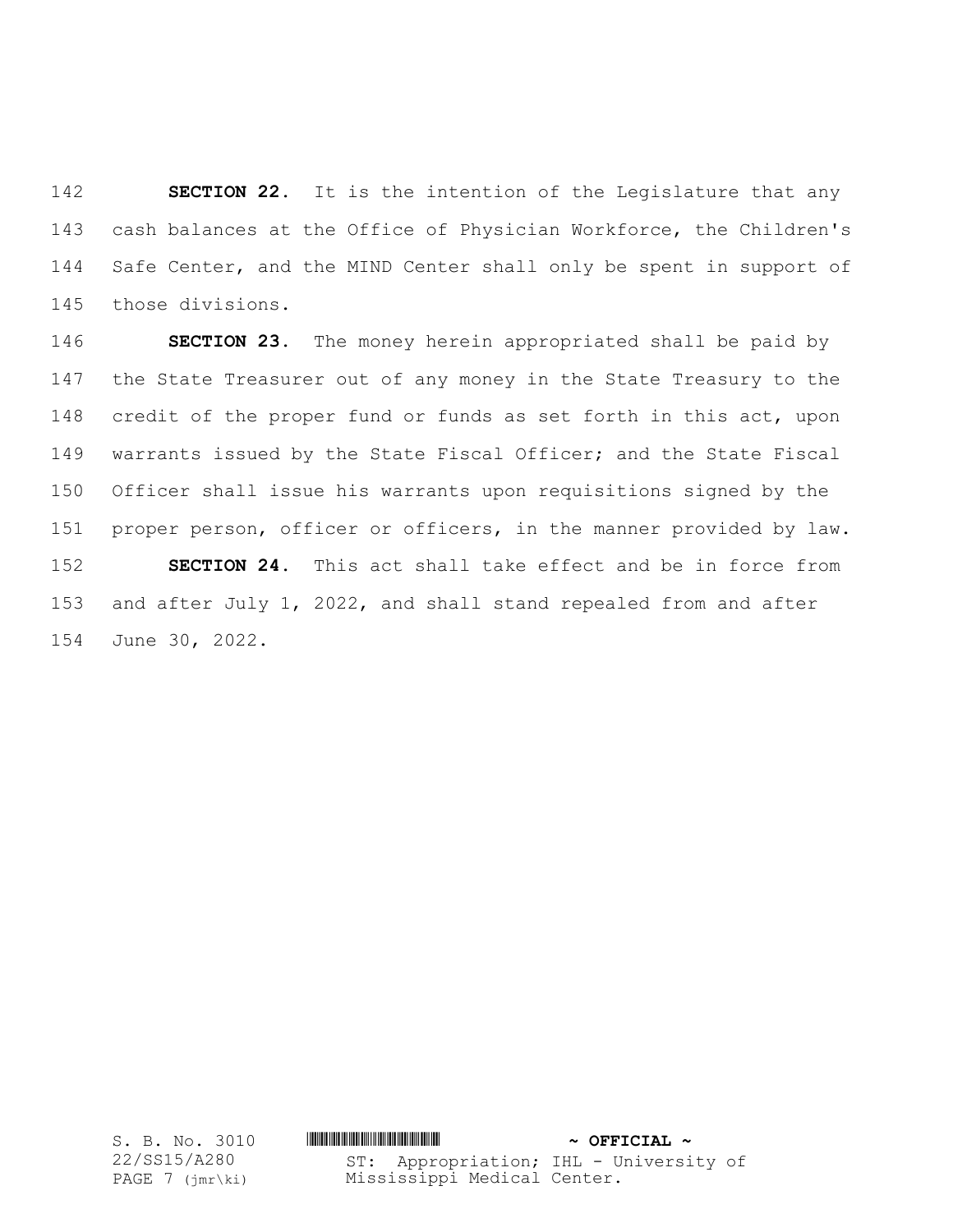**SECTION 22.** It is the intention of the Legislature that any cash balances at the Office of Physician Workforce, the Children's Safe Center, and the MIND Center shall only be spent in support of those divisions.

**SECTION 23.** The money herein appropriated shall be paid by the State Treasurer out of any money in the State Treasury to the credit of the proper fund or funds as set forth in this act, upon warrants issued by the State Fiscal Officer; and the State Fiscal Officer shall issue his warrants upon requisitions signed by the proper person, officer or officers, in the manner provided by law.

**SECTION 24.** This act shall take effect and be in force from and after July 1, 2022, and shall stand repealed from and after June 30, 2022.